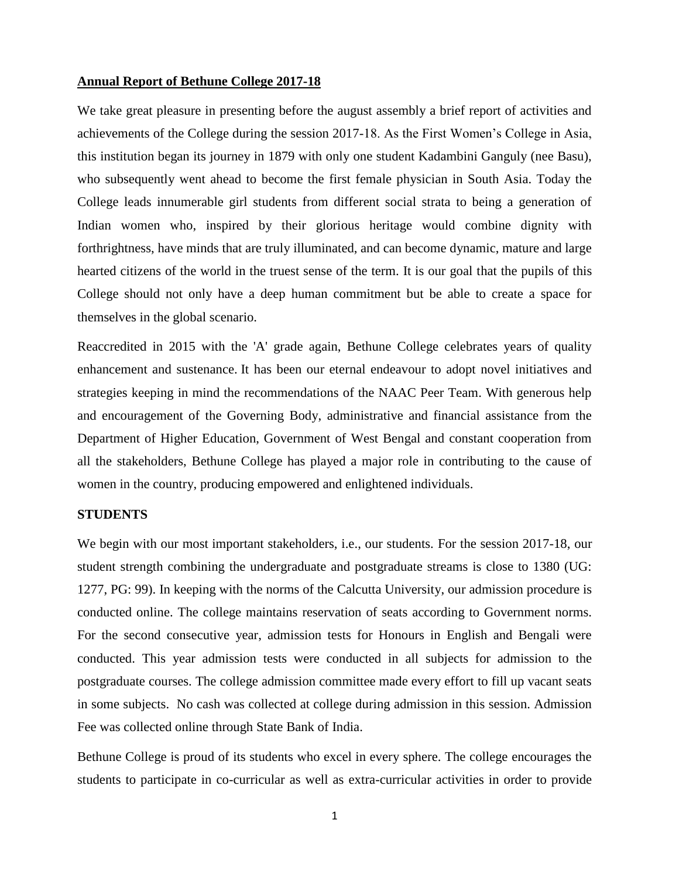# Annual Report of Bethune College 2017-18

We take great pleasure in presenting before the august assembly a brief report of activities and achievements of the College during the session 2017-18. As the First Women's College in Asia, this institution began its journey in 1879 with only one student Kadambini Ganguly (nee Basu), who subsequently went ahead to become the first female physician in South Asia. Today the College leads innumerable girl students from different social strata to being a generation of Indian women who, inspired by their glorious heritage would combine dignity with forthrightness, have minds that are truly illuminated, and can become dynamic, mature and large hearted citizens of the world in the truest sense of the term. It is our goal that the pupils of this College should not only have a deep human commitment but be able to create a space for themselves in the global scenario.

Reaccredited in 2015 with the 'A' grade again, Bethune College celebrates years of quality enhancement and sustenance. It has been our eternal endeavour to adopt novel initiatives and strategies keeping in mind the recommendations of the NAAC Peer Team. With generous help and encouragement of the Governing Body, administrative and financial assistance from the Department of Higher Education, Government of West Bengal and constant cooperation from all the stakeholders, Bethune College has played a major role in contributing to the cause of women in the country, producing empowered and enlightened individuals.

## STUDENTS

We begin with our most important stakeholders, i.e., our students. For the session 2017-18, our student strength combining the undergraduate and postgraduate streams is close to 1380 (UG: 1277, PG: 99). In keeping with the norms of the Calcutta University, our admission procedure is conducted online. The college maintains reservation of seats according to Government norms. For the second consecutive year, admission tests for Honours in English and Bengali were conducted. This year admission tests were conducted in all subjects for admission to the postgraduate courses. The college admission committee made every effort to fill up vacant seats in some subjects. No cash was collected at college during admission in this session. Admission Fee was collected online through State Bank of India.

Bethune College is proud of its students who excel in every sphere. The college encourages the students to participate in co-curricular as well as extra-curricular activities in order to provide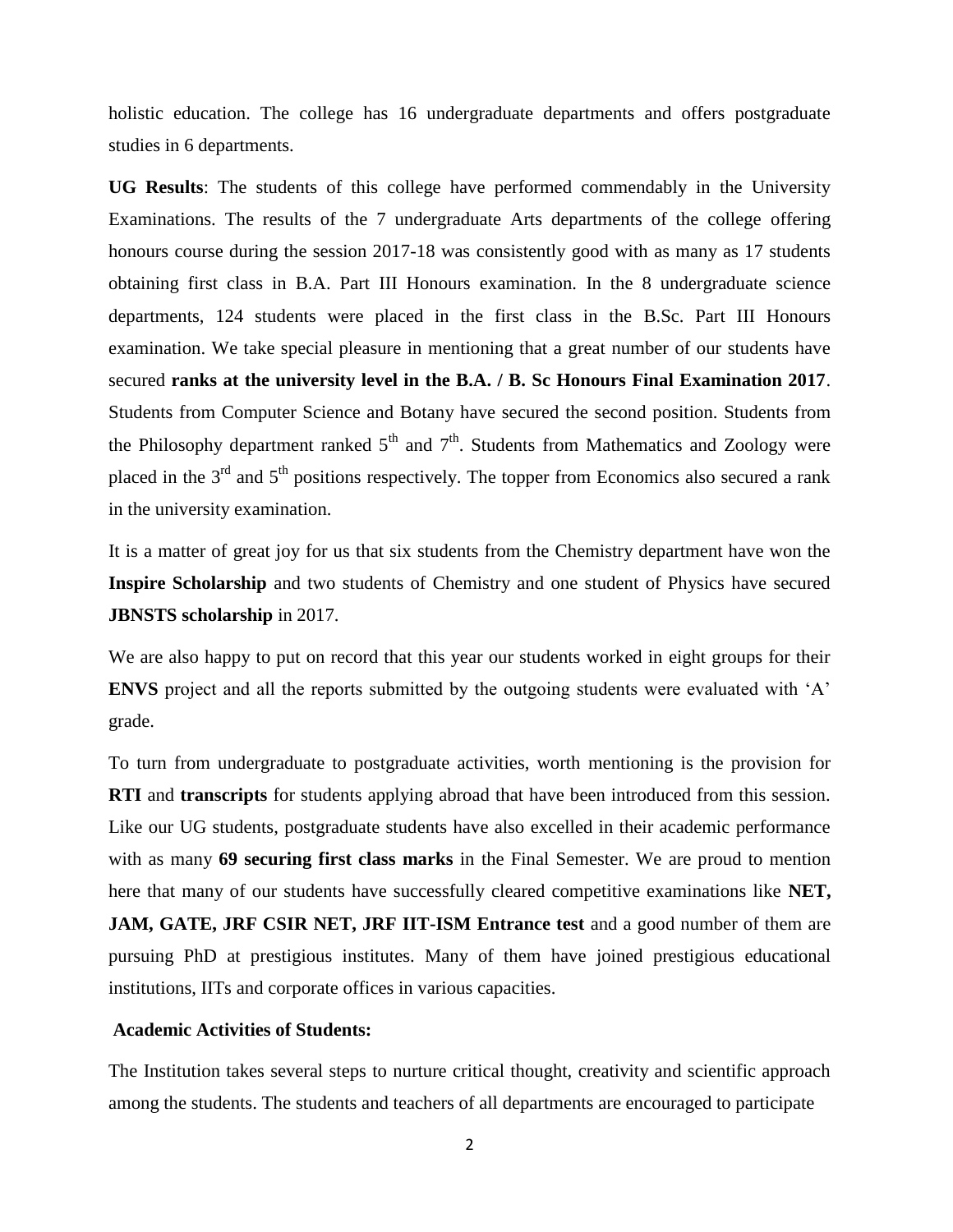holistic education. The college has 16 undergraduate departments and offers postgraduate studies in 6 departments.

**UG Results**: The students of this college have performed commendably in the University Examinations. The results of the 7 undergraduate Arts departments of the college offering honours course during the session 2017-18 was consistently good with as many as 17 students obtaining first class in B.A. Part III Honours examination. In the 8 undergraduate science departments, 124 students were placed in the first class in the B.Sc. Part III Honours examination. We take special pleasure in mentioning that a great number of our students have secured **ranks at the university level in the B.A. / B. Sc Honours Final Examination 2017**. Students from Computer Science and Botany have secured the second position. Students from the Philosophy department ranked 5th and 7th. Students from Mathematics and Zoology were placed in the 3rd and 5th positions respectively. The topper from Economics also secured a rank in the university examination.

It is a matter of great joy for us that six students from the Chemistry department have won the **Inspire Scholarship** and two students of Chemistry and one student of Physics have secured **JBNSTS scholarship** in 2017.

We are also happy to put on record that this year our students worked in eight groups for their **ENVS** project and all the reports submitted by the outgoing students were evaluated with 'A' grade.

To turn from undergraduate to postgraduate activities, worth mentioning is the provision for **RTI** and **transcripts** for students applying abroad that have been introduced from this session. Like our UG students, postgraduate students have also excelled in their academic performance with as many **69 securing first class marks** in the Final Semester. We are proud to mention here that many of our students have successfully cleared competitive examinations like **NET, JAM, GATE, JRF CSIR NET, JRF IIT-ISM Entrance test** and a good number of them are pursuing PhD at prestigious institutes. Many of them have joined prestigious educational institutions, IITs and corporate offices in various capacities.

**Academic Activities of Students:**

The Institution takes several steps to nurture critical thought, creativity and scientific approach among the students. The students and teachers of all departments are encouraged to participate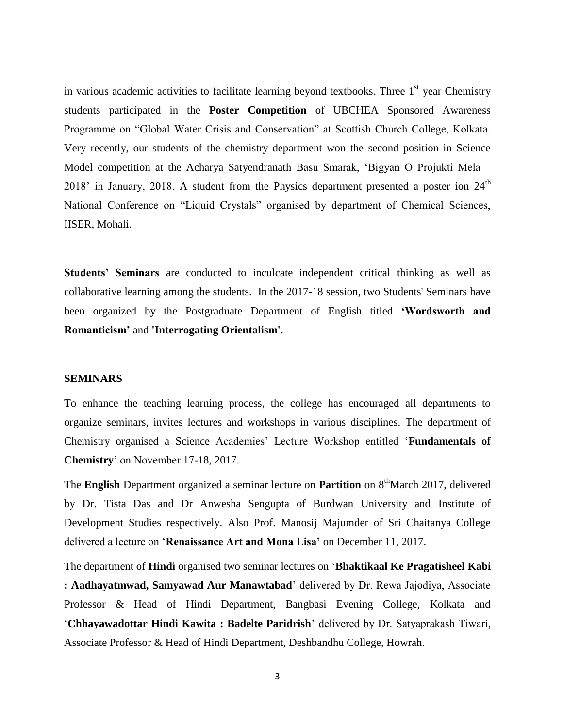in various academic activities to facilitate learning beyond textbooks. Three 1st year Chemistry students participated in the **Poster Competition** of UBCHEA Sponsored Awareness Programme on "Global Water Crisis and Conservation" at Scottish Church College, Kolkata. Very recently, our students of the chemistry department won the second position in Science Model competition at the Acharya Satyendranath Basu Smarak, 'Bigyan O Projukti Mela – 2018' in January, 2018. A student from the Physics department presented a poster ion 24th National Conference on "Liquid Crystals" organised by department of Chemical Sciences, IISER, Mohali.

**Students' Seminars** are conducted to inculcate independent critical thinking as well as collaborative learning among the students. In the 2017-18 session, two Students' Seminars have been organized by the Postgraduate Department of English titled **'Wordsworth and Romanticism'** and **'Interrogating Orientalism'**.

**SEMINARS**

To enhance the teaching learning process, the college has encouraged all departments to organize seminars, invites lectures and workshops in various disciplines. The department of Chemistry organised a Science Academies' Lecture Workshop entitled '**Fundamentals of Chemistry**' on November 17-18, 2017.

The **English** Department organized a seminar lecture on **Partition** on 8th March 2017, delivered by Dr. Tista Das and Dr Anwesha Sengupta of Burdwan University and Institute of Development Studies respectively. Also Prof. Manosij Majumder of Sri Chaitanya College delivered a lecture on '**Renaissance Art and Mona Lisa'** on December 11, 2017.

The department of **Hindi** organised two seminar lectures on '**Bhaktikaal Ke Pragatisheel Kabi : Aadhayatmwad, Samyawad Aur Manawtabad**' delivered by Dr. Rewa Jajodiya, Associate Professor & Head of Hindi Department, Bangbasi Evening College, Kolkata and '**Chhayawadottar Hindi Kawita : Badelte Paridrish**' delivered by Dr. Satyaprakash Tiwari, Associate Professor & Head of Hindi Department, Deshbandhu College, Howrah.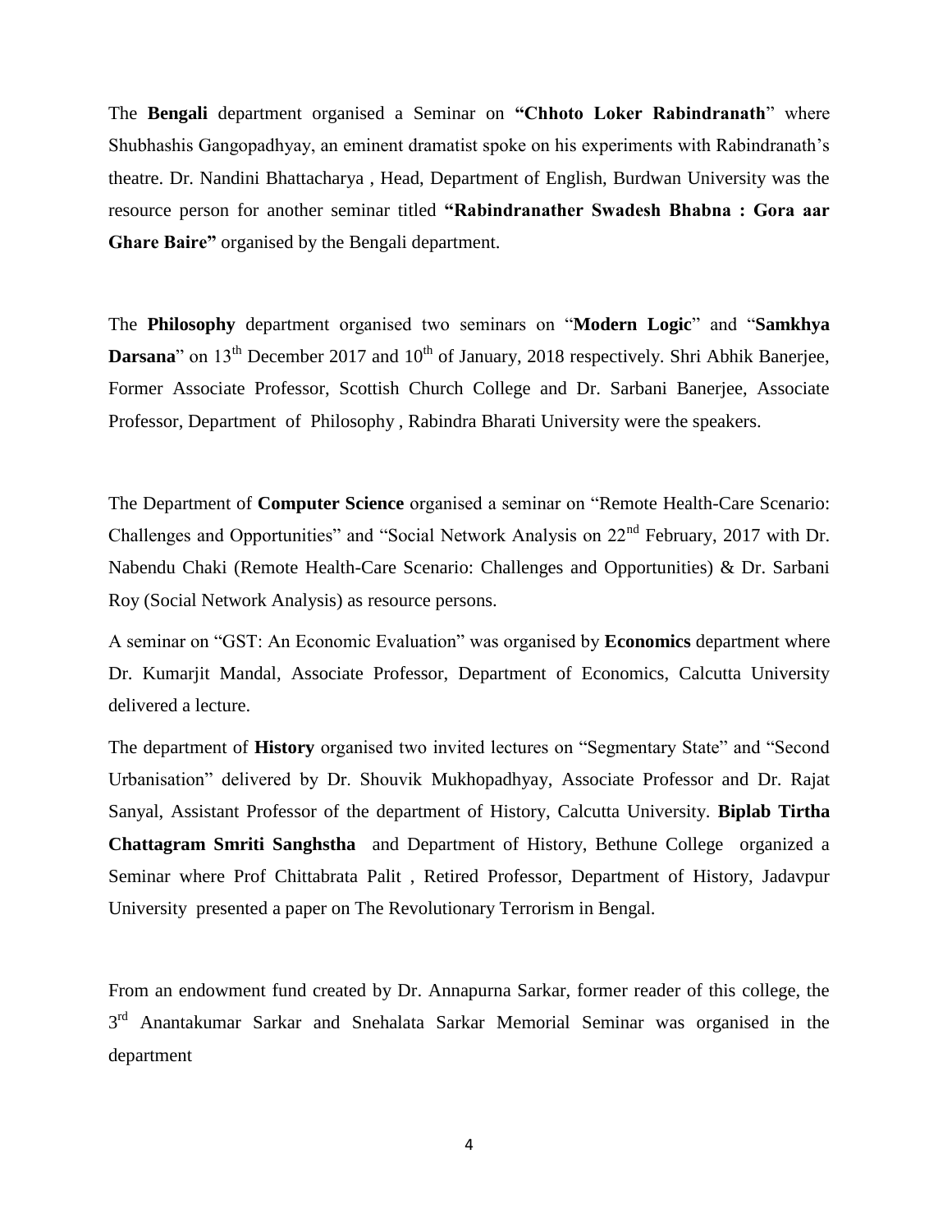The **Bengali** department organised a Seminar on **"Chhoto Loker Rabindranath**" where Shubhashis Gangopadhyay, an eminent dramatist spoke on his experiments with Rabindranath's theatre. Dr. Nandini Bhattacharya , Head, Department of English, Burdwan University was the resource person for another seminar titled **"Rabindranather Swadesh Bhabna : Gora aar Ghare Baire"** organised by the Bengali department.

The **Philosophy** department organised two seminars on "**Modern Logic**" and "**Samkhya Darsana**" on 13th December 2017 and 10th of January, 2018 respectively. Shri Abhik Banerjee, Former Associate Professor, Scottish Church College and Dr. Sarbani Banerjee, Associate Professor, Department of Philosophy , Rabindra Bharati University were the speakers.

The Department of **Computer Science** organised a seminar on "Remote Health-Care Scenario: Challenges and Opportunities" and "Social Network Analysis on 22nd February, 2017 with Dr. Nabendu Chaki (Remote Health-Care Scenario: Challenges and Opportunities) & Dr. Sarbani Roy (Social Network Analysis) as resource persons.

A seminar on "GST: An Economic Evaluation" was organised by **Economics** department where Dr. Kumarjit Mandal, Associate Professor, Department of Economics, Calcutta University delivered a lecture.

The department of **History** organised two invited lectures on "Segmentary State" and "Second Urbanisation" delivered by Dr. Shouvik Mukhopadhyay, Associate Professor and Dr. Rajat Sanyal, Assistant Professor of the department of History, Calcutta University. **Biplab Tirtha Chattagram Smriti Sanghstha** and Department of History, Bethune College organized a Seminar where Prof Chittabrata Palit , Retired Professor, Department of History, Jadavpur University presented a paper on The Revolutionary Terrorism in Bengal.

From an endowment fund created by Dr. Annapurna Sarkar, former reader of this college, the 3rd Anantakumar Sarkar and Snehalata Sarkar Memorial Seminar was organised in the department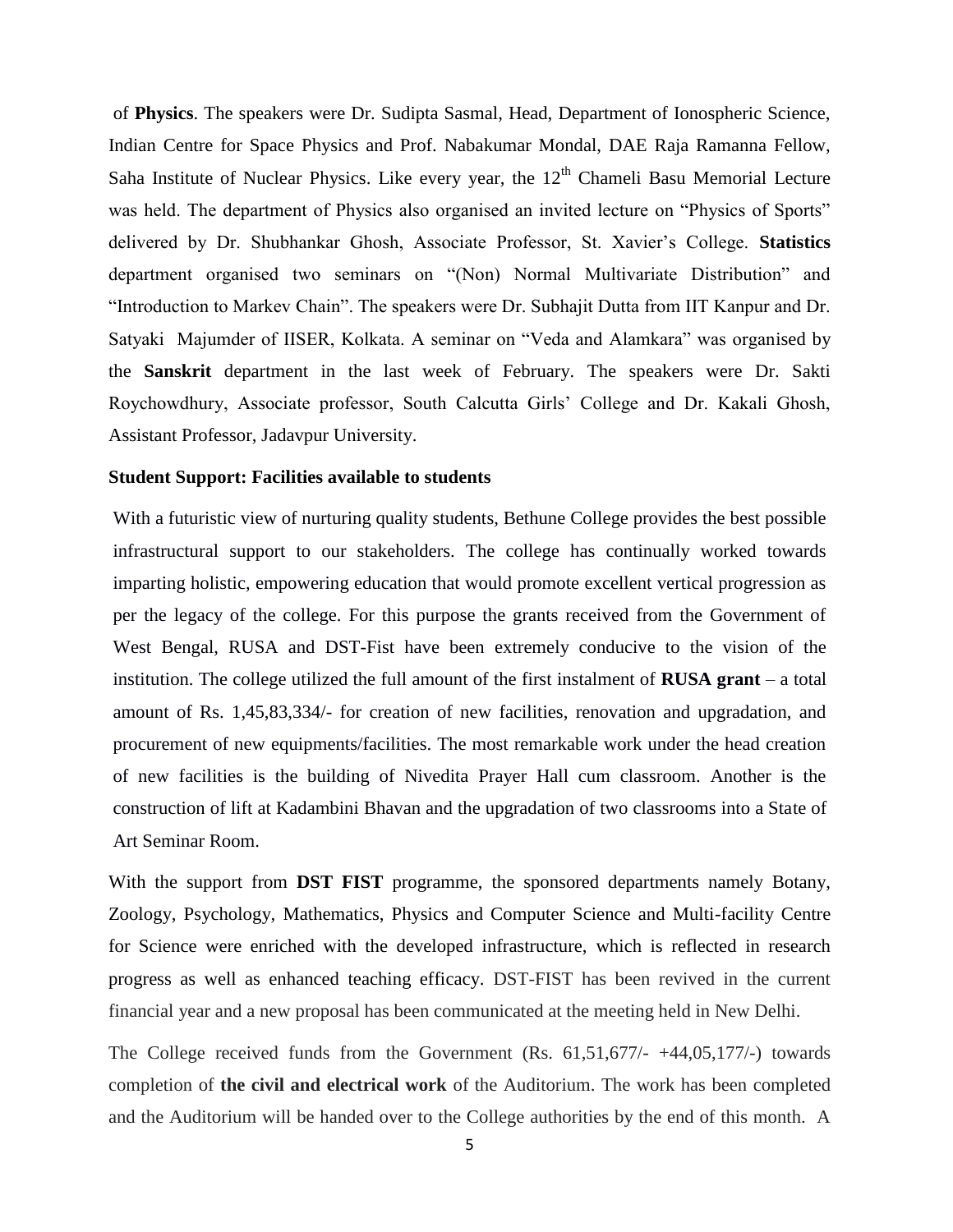of **Physics**. The speakers were Dr. Sudipta Sasmal, Head, Department of Ionospheric Science, Indian Centre for Space Physics and Prof. Nabakumar Mondal, DAE Raja Ramanna Fellow, Saha Institute of Nuclear Physics. Like every year, the 12th Chameli Basu Memorial Lecture was held. The department of Physics also organised an invited lecture on "Physics of Sports" delivered by Dr. Shubhankar Ghosh, Associate Professor, St. Xavier's College. **Statistics** department organised two seminars on "(Non) Normal Multivariate Distribution" and "Introduction to Markev Chain". The speakers were Dr. Subhajit Dutta from IIT Kanpur and Dr. Satyaki Majumder of IISER, Kolkata. A seminar on "Veda and Alamkara" was organised by the **Sanskrit** department in the last week of February. The speakers were Dr. Sakti Roychowdhury, Associate professor, South Calcutta Girls' College and Dr. Kakali Ghosh, Assistant Professor, Jadavpur University.

**Student Support: Facilities available to students**

With a futuristic view of nurturing quality students, Bethune College provides the best possible infrastructural support to our stakeholders. The college has continually worked towards imparting holistic, empowering education that would promote excellent vertical progression as per the legacy of the college. For this purpose the grants received from the Government of West Bengal, RUSA and DST-Fist have been extremely conducive to the vision of the institution. The college utilized the full amount of the first instalment of **RUSA grant** – a total amount of Rs. 1,45,83,334/- for creation of new facilities, renovation and upgradation, and procurement of new equipments/facilities. The most remarkable work under the head creation of new facilities is the building of Nivedita Prayer Hall cum classroom. Another is the construction of lift at Kadambini Bhavan and the upgradation of two classrooms into a State of Art Seminar Room.

With the support from **DST FIST** programme, the sponsored departments namely Botany, Zoology, Psychology, Mathematics, Physics and Computer Science and Multi-facility Centre for Science were enriched with the developed infrastructure, which is reflected in research progress as well as enhanced teaching efficacy. DST-FIST has been revived in the current financial year and a new proposal has been communicated at the meeting held in New Delhi.

The College received funds from the Government (Rs. 61,51,677/- +44,05,177/-) towards completion of **the civil and electrical work** of the Auditorium. The work has been completed and the Auditorium will be handed over to the College authorities by the end of this month. A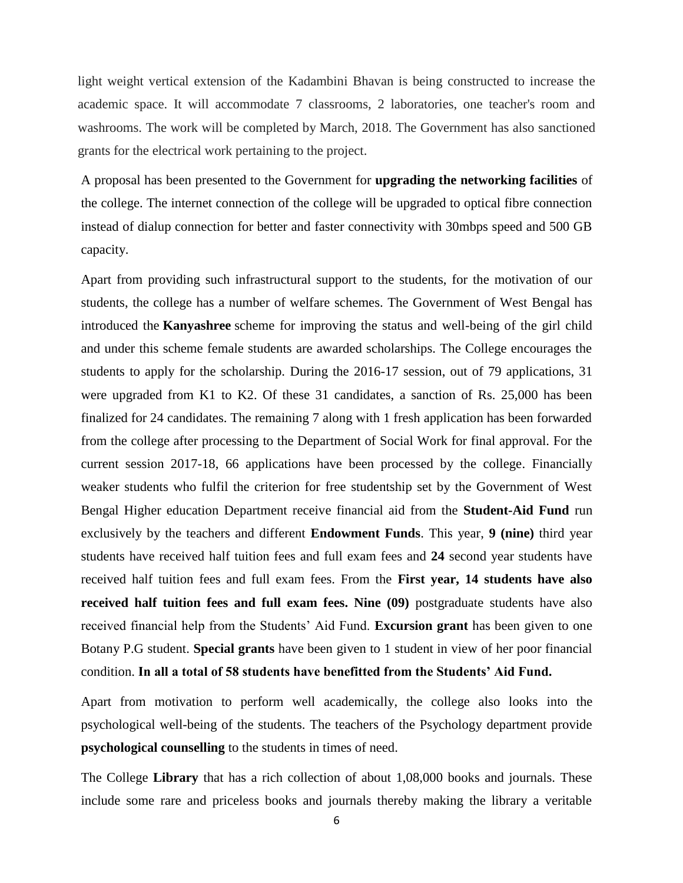light weight vertical extension of the Kadambini Bhavan is being constructed to increase the academic space. It will accommodate 7 classrooms, 2 laboratories, one teacher's room and washrooms. The work will be completed by March, 2018. The Government has also sanctioned grants for the electrical work pertaining to the project.

A proposal has been presented to the Government for **upgrading the networking facilities** of the college. The internet connection of the college will be upgraded to optical fibre connection instead of dialup connection for better and faster connectivity with 30mbps speed and 500 GB capacity.

Apart from providing such infrastructural support to the students, for the motivation of our students, the college has a number of welfare schemes. The Government of West Bengal has introduced the **Kanyashree** scheme for improving the status and well-being of the girl child and under this scheme female students are awarded scholarships. The College encourages the students to apply for the scholarship. During the 2016-17 session, out of 79 applications, 31 were upgraded from K1 to K2. Of these 31 candidates, a sanction of Rs. 25,000 has been finalized for 24 candidates. The remaining 7 along with 1 fresh application has been forwarded from the college after processing to the Department of Social Work for final approval. For the current session 2017-18, 66 applications have been processed by the college. Financially weaker students who fulfil the criterion for free studentship set by the Government of West Bengal Higher education Department receive financial aid from the **Student-Aid Fund** run exclusively by the teachers and different **Endowment Funds**. This year, **9 (nine)** third year students have received half tuition fees and full exam fees and **24** second year students have received half tuition fees and full exam fees. From the **First year, 14 students have also received half tuition fees and full exam fees. Nine (09)** postgraduate students have also received financial help from the Students' Aid Fund. **Excursion grant** has been given to one Botany P.G student. **Special grants** have been given to 1 student in view of her poor financial condition. **In all a total of 58 students have benefitted from the Students' Aid Fund.**

Apart from motivation to perform well academically, the college also looks into the psychological well-being of the students. The teachers of the Psychology department provide **psychological counselling** to the students in times of need.

The College **Library** that has a rich collection of about 1,08,000 books and journals. These include some rare and priceless books and journals thereby making the library a veritable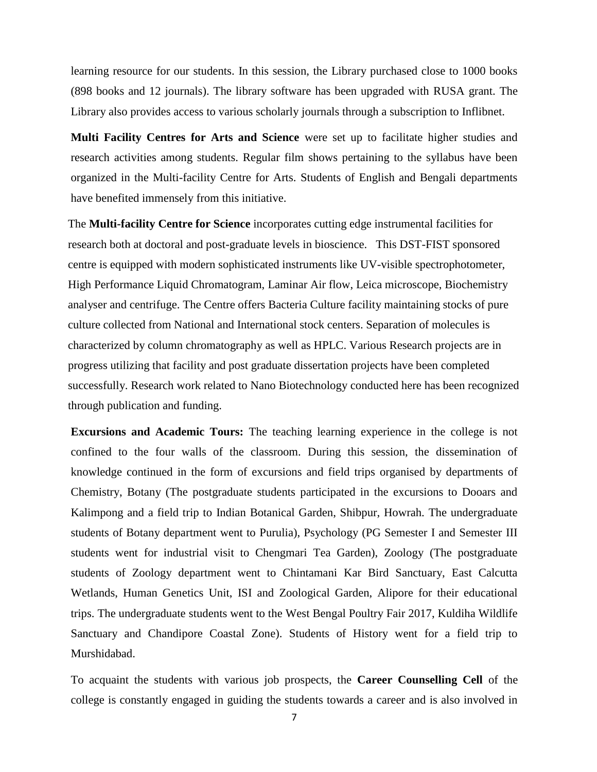learning resource for our students. In this session, the Library purchased close to 1000 books (898 books and 12 journals). The library software has been upgraded with RUSA grant. The Library also provides access to various scholarly journals through a subscription to Inflibnet.

**Multi Facility Centres for Arts and Science** were set up to facilitate higher studies and research activities among students. Regular film shows pertaining to the syllabus have been organized in the Multi-facility Centre for Arts. Students of English and Bengali departments have benefited immensely from this initiative.

The **Multi-facility Centre for Science** incorporates cutting edge instrumental facilities for research both at doctoral and post-graduate levels in bioscience. This DST-FIST sponsored centre is equipped with modern sophisticated instruments like UV-visible spectrophotometer, High Performance Liquid Chromatogram, Laminar Air flow, Leica microscope, Biochemistry analyser and centrifuge. The Centre offers Bacteria Culture facility maintaining stocks of pure culture collected from National and International stock centers. Separation of molecules is characterized by column chromatography as well as HPLC. Various Research projects are in progress utilizing that facility and post graduate dissertation projects have been completed successfully. Research work related to Nano Biotechnology conducted here has been recognized through publication and funding.

**Excursions and Academic Tours:** The teaching learning experience in the college is not confined to the four walls of the classroom. During this session, the dissemination of knowledge continued in the form of excursions and field trips organised by departments of Chemistry, Botany (The postgraduate students participated in the excursions to Dooars and Kalimpong and a field trip to Indian Botanical Garden, Shibpur, Howrah. The undergraduate students of Botany department went to Purulia), Psychology (PG Semester I and Semester III students went for industrial visit to Chengmari Tea Garden), Zoology (The postgraduate students of Zoology department went to Chintamani Kar Bird Sanctuary, East Calcutta Wetlands, Human Genetics Unit, ISI and Zoological Garden, Alipore for their educational trips. The undergraduate students went to the West Bengal Poultry Fair 2017, Kuldiha Wildlife Sanctuary and Chandipore Coastal Zone). Students of History went for a field trip to Murshidabad.

To acquaint the students with various job prospects, the **Career Counselling Cell** of the college is constantly engaged in guiding the students towards a career and is also involved in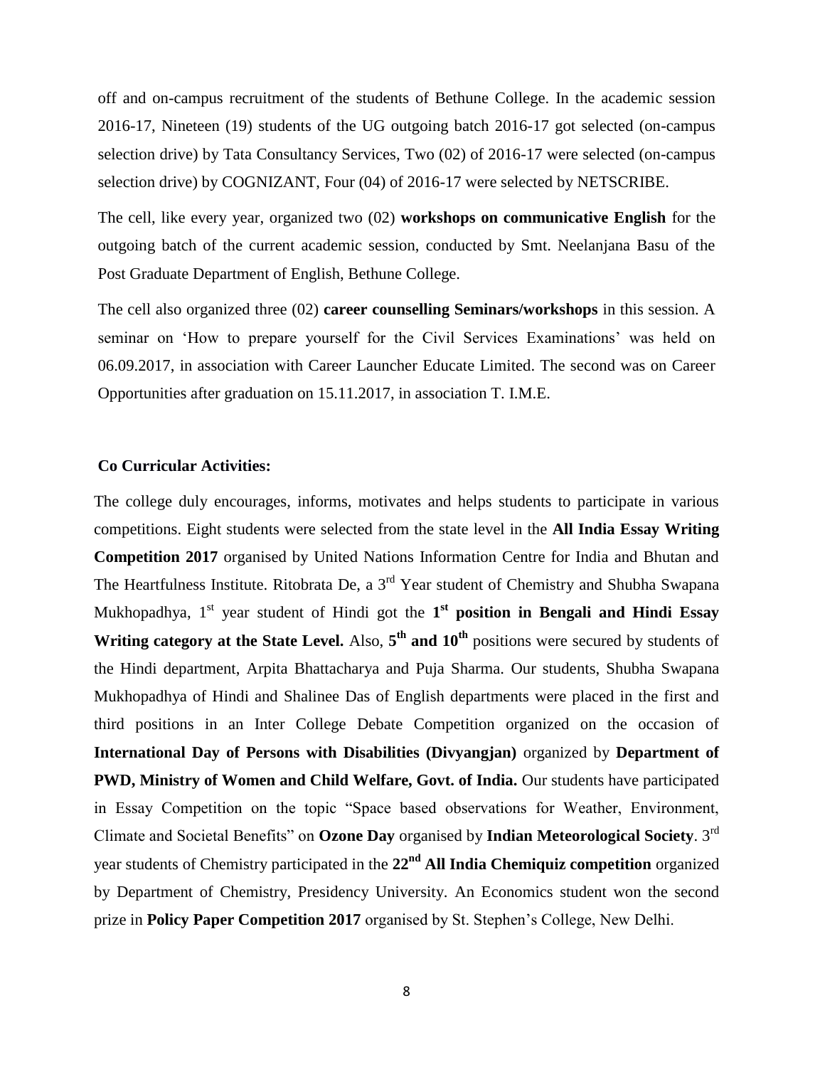off and on-campus recruitment of the students of Bethune College. In the academic session 2016-17, Nineteen (19) students of the UG outgoing batch 2016-17 got selected (on-campus selection drive) by Tata Consultancy Services, Two (02) of 2016-17 were selected (on-campus selection drive) by COGNIZANT, Four (04) of 2016-17 were selected by NETSCRIBE.

The cell, like every year, organized two (02) **workshops on communicative English** for the outgoing batch of the current academic session, conducted by Smt. Neelanjana Basu of the Post Graduate Department of English, Bethune College.

The cell also organized three (02) **career counselling Seminars/workshops** in this session. A seminar on 'How to prepare yourself for the Civil Services Examinations' was held on 06.09.2017, in association with Career Launcher Educate Limited. The second was on Career Opportunities after graduation on 15.11.2017, in association T. I.M.E.

**Co Curricular Activities:**

The college duly encourages, informs, motivates and helps students to participate in various competitions. Eight students were selected from the state level in the **All India Essay Writing Competition 2017** organised by United Nations Information Centre for India and Bhutan and The Heartfulness Institute. Ritobrata De, a 3rd Year student of Chemistry and Shubha Swapana Mukhopadhya, 1st year student of Hindi got the **1st position in Bengali and Hindi Essay Writing category at the State Level.** Also, **5th and 10th** positions were secured by students of the Hindi department, Arpita Bhattacharya and Puja Sharma. Our students, Shubha Swapana Mukhopadhya of Hindi and Shalinee Das of English departments were placed in the first and third positions in an Inter College Debate Competition organized on the occasion of **International Day of Persons with Disabilities (Divyangjan)** organized by **Department of PWD, Ministry of Women and Child Welfare, Govt. of India.** Our students have participated in Essay Competition on the topic "Space based observations for Weather, Environment, Climate and Societal Benefits" on **Ozone Day** organised by **Indian Meteorological Society**. 3rd year students of Chemistry participated in the **22nd All India Chemiquiz competition** organized by Department of Chemistry, Presidency University. An Economics student won the second prize in **Policy Paper Competition 2017** organised by St. Stephen's College, New Delhi.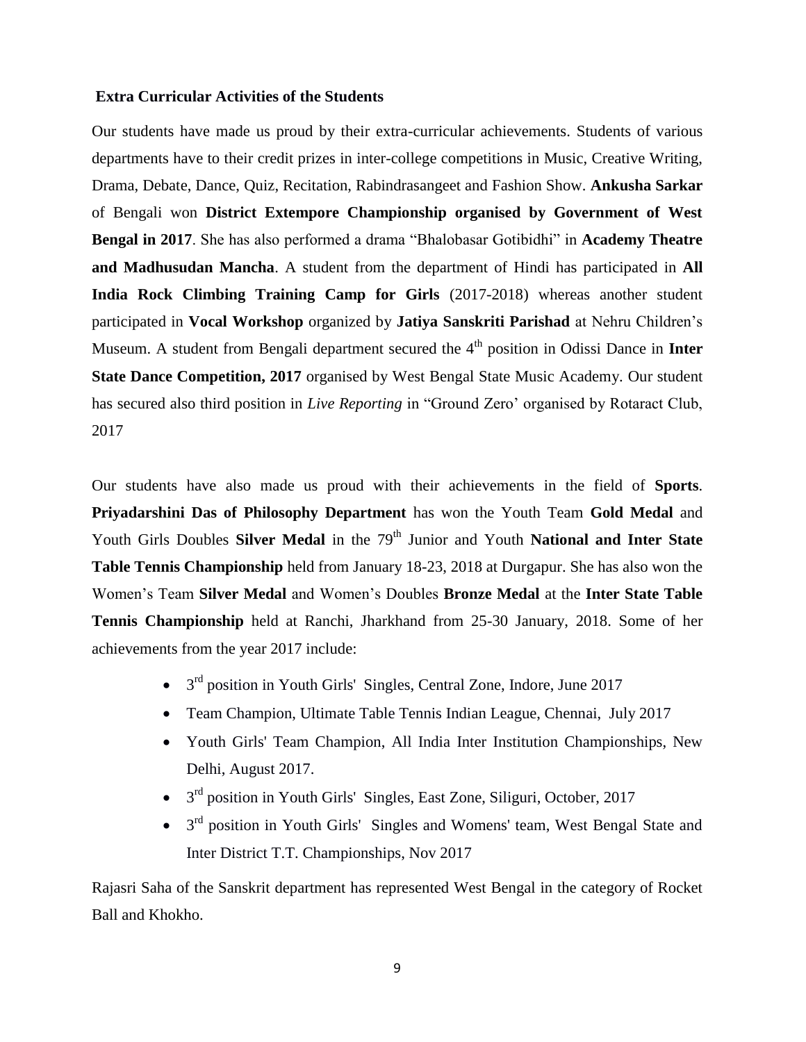**Extra Curricular Activities of the Students**

Our students have made us proud by their extra-curricular achievements. Students of various departments have to their credit prizes in inter-college competitions in Music, Creative Writing, Drama, Debate, Dance, Quiz, Recitation, Rabindrasangeet and Fashion Show. **Ankusha Sarkar** of Bengali won **District Extempore Championship organised by Government of West Bengal in 2017**. She has also performed a drama "Bhalobasar Gotibidhi" in **Academy Theatre and Madhusudan Mancha**. A student from the department of Hindi has participated in **All India Rock Climbing Training Camp for Girls** (2017-2018) whereas another student participated in **Vocal Workshop** organized by **Jatiya Sanskriti Parishad** at Nehru Children's Museum. A student from Bengali department secured the 4th position in Odissi Dance in **Inter State Dance Competition, 2017** organised by West Bengal State Music Academy. Our student has secured also third position in *Live Reporting* in "Ground Zero' organised by Rotaract Club, 2017

Our students have also made us proud with their achievements in the field of **Sports**. **Priyadarshini Das of Philosophy Department** has won the Youth Team **Gold Medal** and Youth Girls Doubles **Silver Medal** in the 79th Junior and Youth **National and Inter State Table Tennis Championship** held from January 18-23, 2018 at Durgapur. She has also won the Women's Team **Silver Medal** and Women's Doubles **Bronze Medal** at the **Inter State Table Tennis Championship** held at Ranchi, Jharkhand from 25-30 January, 2018. Some of her achievements from the year 2017 include:

- 3rd position in Youth Girls' Singles, Central Zone, Indore, June 2017
- Team Champion, Ultimate Table Tennis Indian League, Chennai, July 2017
- Youth Girls' Team Champion, All India Inter Institution Championships, New Delhi, August 2017.
- 3rd position in Youth Girls' Singles, East Zone, Siliguri, October, 2017
- 3rd position in Youth Girls' Singles and Womens' team, West Bengal State and Inter District T.T. Championships, Nov 2017

Rajasri Saha of the Sanskrit department has represented West Bengal in the category of Rocket Ball and Khokho.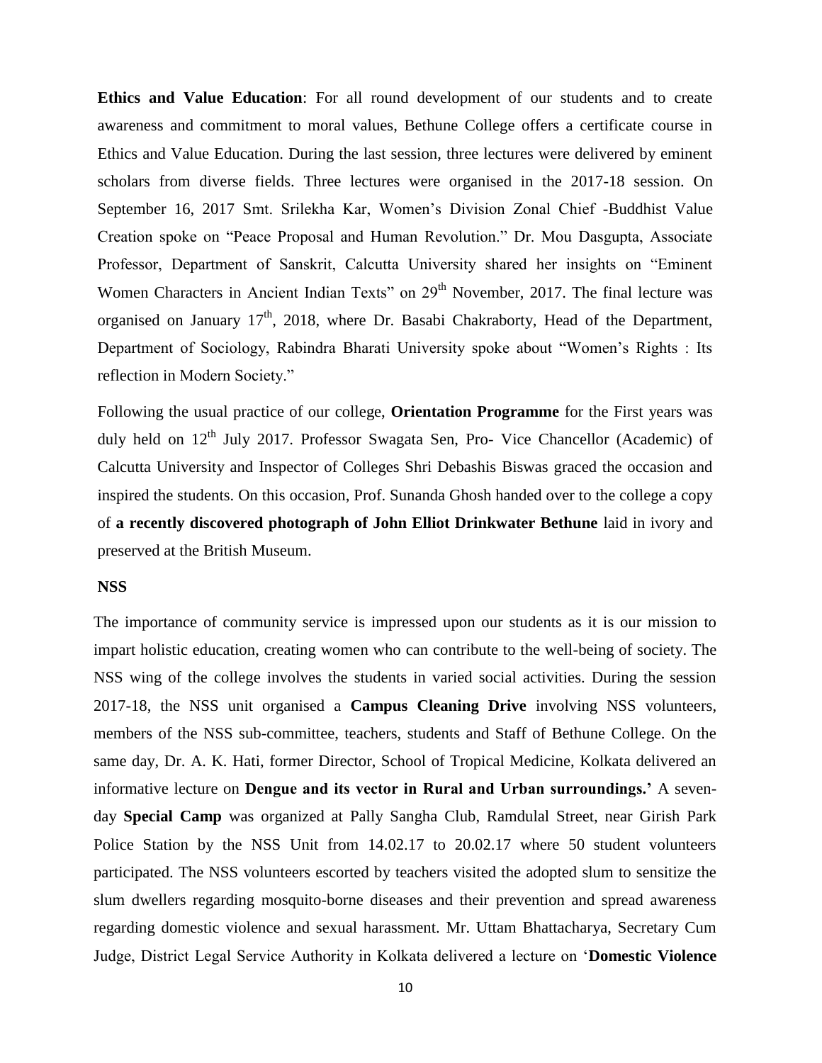**Ethics and Value Education**: For all round development of our students and to create awareness and commitment to moral values, Bethune College offers a certificate course in Ethics and Value Education. During the last session, three lectures were delivered by eminent scholars from diverse fields. Three lectures were organised in the 2017-18 session. On September 16, 2017 Smt. Srilekha Kar, Women's Division Zonal Chief -Buddhist Value Creation spoke on "Peace Proposal and Human Revolution." Dr. Mou Dasgupta, Associate Professor, Department of Sanskrit, Calcutta University shared her insights on "Eminent Women Characters in Ancient Indian Texts" on 29th November, 2017. The final lecture was organised on January 17th, 2018, where Dr. Basabi Chakraborty, Head of the Department, Department of Sociology, Rabindra Bharati University spoke about "Women's Rights : Its reflection in Modern Society."

Following the usual practice of our college, **Orientation Programme** for the First years was duly held on 12th July 2017. Professor Swagata Sen, Pro- Vice Chancellor (Academic) of Calcutta University and Inspector of Colleges Shri Debashis Biswas graced the occasion and inspired the students. On this occasion, Prof. Sunanda Ghosh handed over to the college a copy of **a recently discovered photograph of John Elliot Drinkwater Bethune** laid in ivory and preserved at the British Museum.

**NSS**

The importance of community service is impressed upon our students as it is our mission to impart holistic education, creating women who can contribute to the well-being of society. The NSS wing of the college involves the students in varied social activities. During the session 2017-18, the NSS unit organised a **Campus Cleaning Drive** involving NSS volunteers, members of the NSS sub-committee, teachers, students and Staff of Bethune College. On the same day, Dr. A. K. Hati, former Director, School of Tropical Medicine, Kolkata delivered an informative lecture on **Dengue and its vector in Rural and Urban surroundings.'** A seven-day **Special Camp** was organized at Pally Sangha Club, Ramdulal Street, near Girish Park Police Station by the NSS Unit from 14.02.17 to 20.02.17 where 50 student volunteers participated. The NSS volunteers escorted by teachers visited the adopted slum to sensitize the slum dwellers regarding mosquito-borne diseases and their prevention and spread awareness regarding domestic violence and sexual harassment. Mr. Uttam Bhattacharya, Secretary Cum Judge, District Legal Service Authority in Kolkata delivered a lecture on '**Domestic Violence**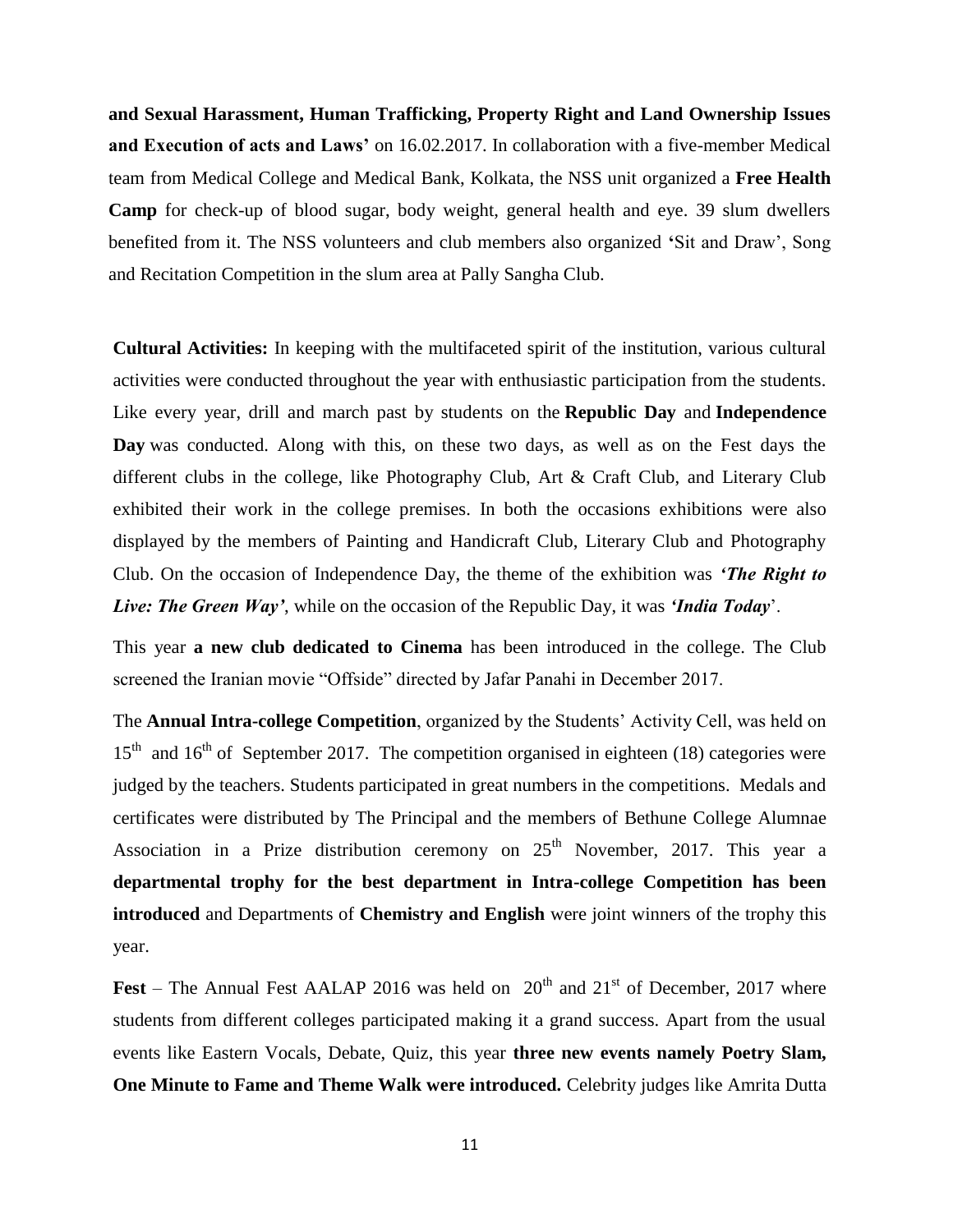**and Sexual Harassment, Human Trafficking, Property Right and Land Ownership Issues and Execution of acts and Laws'** on 16.02.2017. In collaboration with a five-member Medical team from Medical College and Medical Bank, Kolkata, the NSS unit organized a **Free Health Camp** for check-up of blood sugar, body weight, general health and eye. 39 slum dwellers benefited from it. The NSS volunteers and club members also organized **'**Sit and Draw', Song and Recitation Competition in the slum area at Pally Sangha Club.

**Cultural Activities:** In keeping with the multifaceted spirit of the institution, various cultural activities were conducted throughout the year with enthusiastic participation from the students. Like every year, drill and march past by students on the **Republic Day** and **Independence Day** was conducted. Along with this, on these two days, as well as on the Fest days the different clubs in the college, like Photography Club, Art & Craft Club, and Literary Club exhibited their work in the college premises. In both the occasions exhibitions were also displayed by the members of Painting and Handicraft Club, Literary Club and Photography Club. On the occasion of Independence Day, the theme of the exhibition was ***'The Right to Live: The Green Way'***, while on the occasion of the Republic Day, it was ***'India Today***'.

This year **a new club dedicated to Cinema** has been introduced in the college. The Club screened the Iranian movie "Offside" directed by Jafar Panahi in December 2017.

The **Annual Intra-college Competition**, organized by the Students' Activity Cell, was held on 15th and 16th of September 2017. The competition organised in eighteen (18) categories were judged by the teachers. Students participated in great numbers in the competitions. Medals and certificates were distributed by The Principal and the members of Bethune College Alumnae Association in a Prize distribution ceremony on 25th November, 2017. This year a **departmental trophy for the best department in Intra-college Competition has been introduced** and Departments of **Chemistry and English** were joint winners of the trophy this year.

**Fest** – The Annual Fest AALAP 2016 was held on 20th and 21st of December, 2017 where students from different colleges participated making it a grand success. Apart from the usual events like Eastern Vocals, Debate, Quiz, this year **three new events namely Poetry Slam, One Minute to Fame and Theme Walk were introduced.** Celebrity judges like Amrita Dutta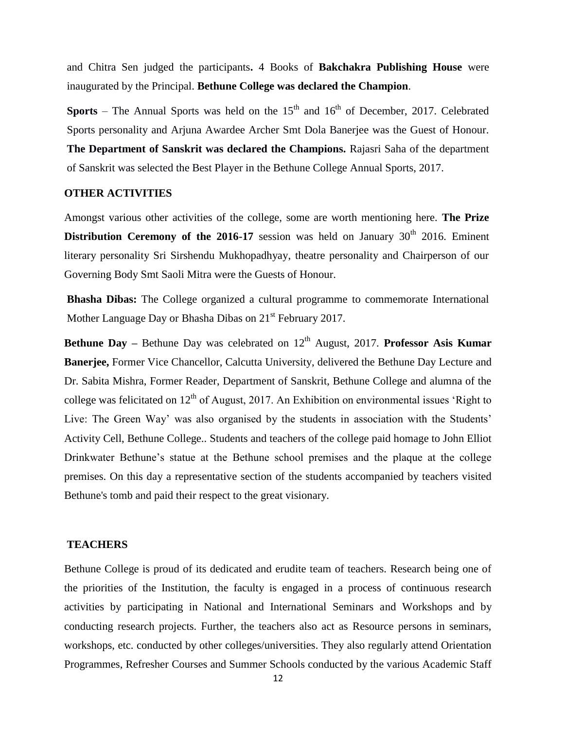and Chitra Sen judged the participants**.** 4 Books of **Bakchakra Publishing House** were inaugurated by the Principal. **Bethune College was declared the Champion**.

**Sports** – The Annual Sports was held on the 15th and 16th of December, 2017. Celebrated Sports personality and Arjuna Awardee Archer Smt Dola Banerjee was the Guest of Honour. **The Department of Sanskrit was declared the Champions.** Rajasri Saha of the department of Sanskrit was selected the Best Player in the Bethune College Annual Sports, 2017.

## OTHER ACTIVITIES

Amongst various other activities of the college, some are worth mentioning here. **The Prize Distribution Ceremony of the 2016-17** session was held on January 30th 2016. Eminent literary personality Sri Sirshendu Mukhopadhyay, theatre personality and Chairperson of our Governing Body Smt Saoli Mitra were the Guests of Honour.

**Bhasha Dibas:** The College organized a cultural programme to commemorate International Mother Language Day or Bhasha Dibas on 21st February 2017.

**Bethune Day –** Bethune Day was celebrated on 12th August, 2017. **Professor Asis Kumar Banerjee,** Former Vice Chancellor, Calcutta University, delivered the Bethune Day Lecture and Dr. Sabita Mishra, Former Reader, Department of Sanskrit, Bethune College and alumna of the college was felicitated on 12th of August, 2017. An Exhibition on environmental issues 'Right to Live: The Green Way' was also organised by the students in association with the Students' Activity Cell, Bethune College.. Students and teachers of the college paid homage to John Elliot Drinkwater Bethune's statue at the Bethune school premises and the plaque at the college premises. On this day a representative section of the students accompanied by teachers visited Bethune's tomb and paid their respect to the great visionary.

## TEACHERS

Bethune College is proud of its dedicated and erudite team of teachers. Research being one of the priorities of the Institution, the faculty is engaged in a process of continuous research activities by participating in National and International Seminars and Workshops and by conducting research projects. Further, the teachers also act as Resource persons in seminars, workshops, etc. conducted by other colleges/universities. They also regularly attend Orientation Programmes, Refresher Courses and Summer Schools conducted by the various Academic Staff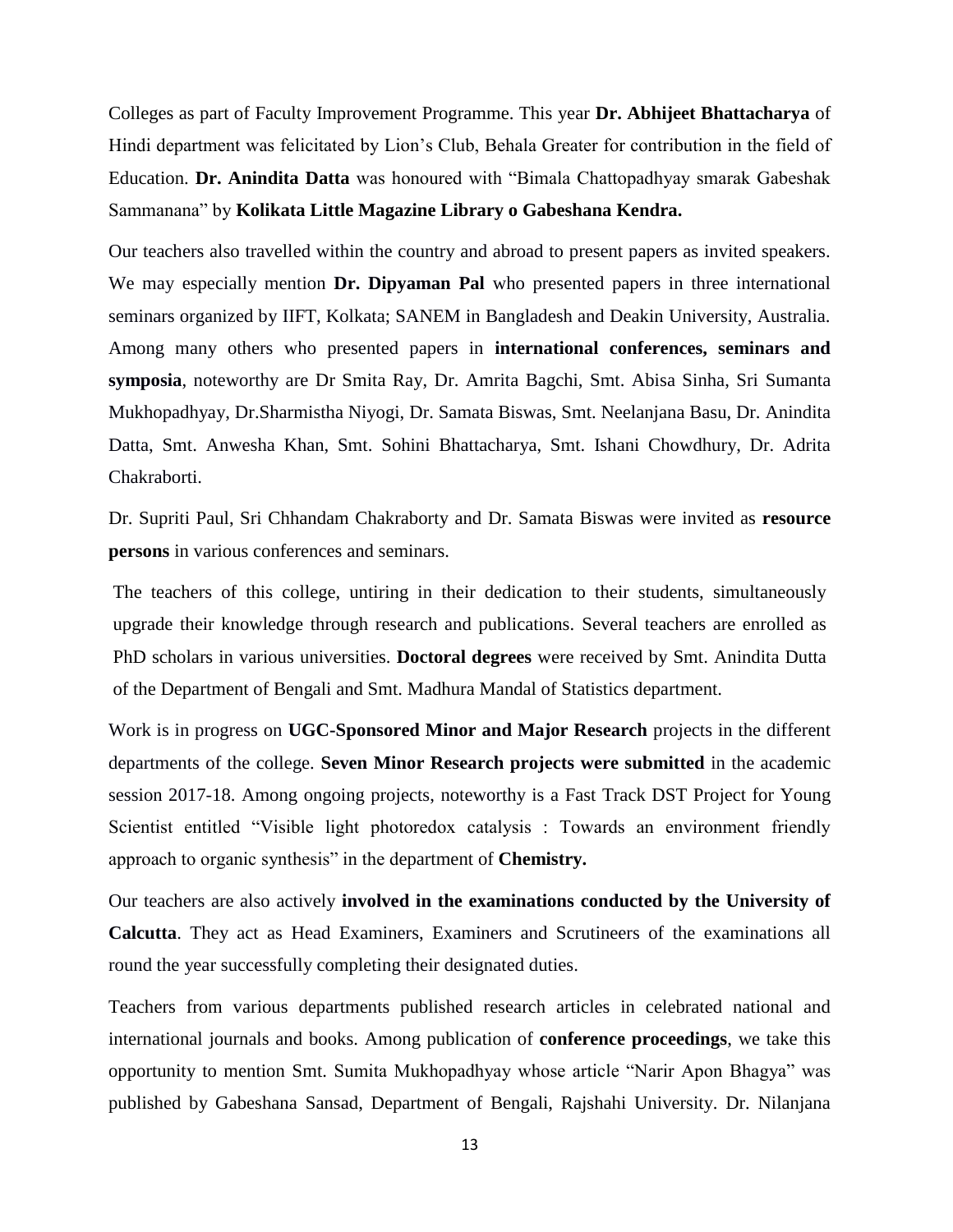Colleges as part of Faculty Improvement Programme. This year **Dr. Abhijeet Bhattacharya** of Hindi department was felicitated by Lion's Club, Behala Greater for contribution in the field of Education. **Dr. Anindita Datta** was honoured with "Bimala Chattopadhyay smarak Gabeshak Sammanana" by **Kolikata Little Magazine Library o Gabeshana Kendra.**

Our teachers also travelled within the country and abroad to present papers as invited speakers. We may especially mention **Dr. Dipyaman Pal** who presented papers in three international seminars organized by IIFT, Kolkata; SANEM in Bangladesh and Deakin University, Australia. Among many others who presented papers in **international conferences, seminars and symposia**, noteworthy are Dr Smita Ray, Dr. Amrita Bagchi, Smt. Abisa Sinha, Sri Sumanta Mukhopadhyay, Dr.Sharmistha Niyogi, Dr. Samata Biswas, Smt. Neelanjana Basu, Dr. Anindita Datta, Smt. Anwesha Khan, Smt. Sohini Bhattacharya, Smt. Ishani Chowdhury, Dr. Adrita Chakraborti.

Dr. Supriti Paul, Sri Chhandam Chakraborty and Dr. Samata Biswas were invited as **resource persons** in various conferences and seminars.

The teachers of this college, untiring in their dedication to their students, simultaneously upgrade their knowledge through research and publications. Several teachers are enrolled as PhD scholars in various universities. **Doctoral degrees** were received by Smt. Anindita Dutta of the Department of Bengali and Smt. Madhura Mandal of Statistics department.

Work is in progress on **UGC-Sponsored Minor and Major Research** projects in the different departments of the college. **Seven Minor Research projects were submitted** in the academic session 2017-18. Among ongoing projects, noteworthy is a Fast Track DST Project for Young Scientist entitled "Visible light photoredox catalysis : Towards an environment friendly approach to organic synthesis" in the department of **Chemistry.**

Our teachers are also actively **involved in the examinations conducted by the University of Calcutta**. They act as Head Examiners, Examiners and Scrutineers of the examinations all round the year successfully completing their designated duties.

Teachers from various departments published research articles in celebrated national and international journals and books. Among publication of **conference proceedings**, we take this opportunity to mention Smt. Sumita Mukhopadhyay whose article "Narir Apon Bhagya" was published by Gabeshana Sansad, Department of Bengali, Rajshahi University. Dr. Nilanjana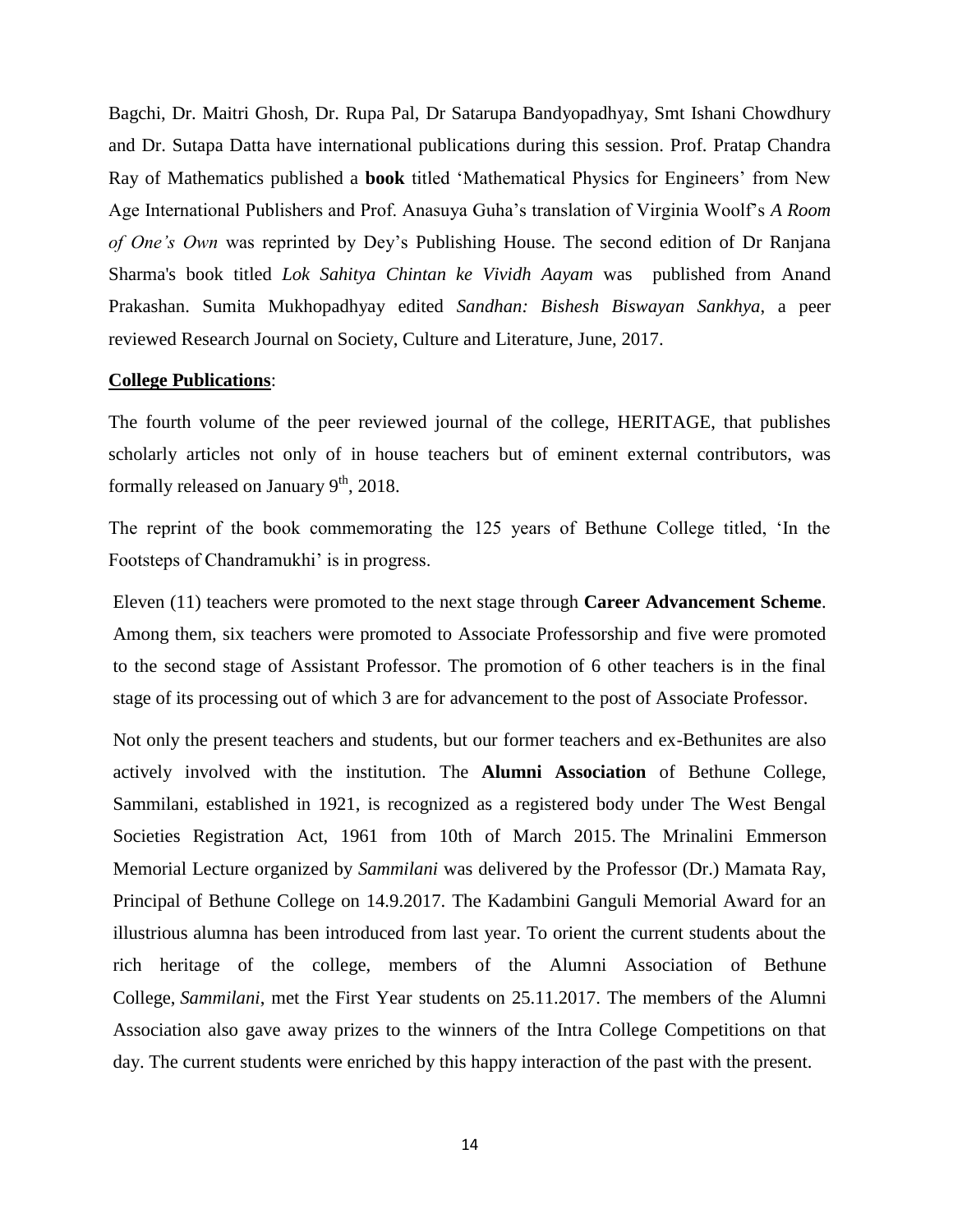Bagchi, Dr. Maitri Ghosh, Dr. Rupa Pal, Dr Satarupa Bandyopadhyay, Smt Ishani Chowdhury and Dr. Sutapa Datta have international publications during this session. Prof. Pratap Chandra Ray of Mathematics published a **book** titled 'Mathematical Physics for Engineers' from New Age International Publishers and Prof. Anasuya Guha's translation of Virginia Woolf's *A Room of One's Own* was reprinted by Dey's Publishing House. The second edition of Dr Ranjana Sharma's book titled *Lok Sahitya Chintan ke Vividh Aayam* was published from Anand Prakashan. Sumita Mukhopadhyay edited *Sandhan: Bishesh Biswayan Sankhya*, a peer reviewed Research Journal on Society, Culture and Literature, June, 2017.

**College Publications**:

The fourth volume of the peer reviewed journal of the college, HERITAGE, that publishes scholarly articles not only of in house teachers but of eminent external contributors, was formally released on January 9th, 2018.

The reprint of the book commemorating the 125 years of Bethune College titled, 'In the Footsteps of Chandramukhi' is in progress.

Eleven (11) teachers were promoted to the next stage through **Career Advancement Scheme**. Among them, six teachers were promoted to Associate Professorship and five were promoted to the second stage of Assistant Professor. The promotion of 6 other teachers is in the final stage of its processing out of which 3 are for advancement to the post of Associate Professor.

Not only the present teachers and students, but our former teachers and ex-Bethunites are also actively involved with the institution. The **Alumni Association** of Bethune College, Sammilani, established in 1921, is recognized as a registered body under The West Bengal Societies Registration Act, 1961 from 10th of March 2015. The Mrinalini Emmerson Memorial Lecture organized by *Sammilani* was delivered by the Professor (Dr.) Mamata Ray, Principal of Bethune College on 14.9.2017. The Kadambini Ganguli Memorial Award for an illustrious alumna has been introduced from last year. To orient the current students about the rich heritage of the college, members of the Alumni Association of Bethune College, *Sammilani*, met the First Year students on 25.11.2017. The members of the Alumni Association also gave away prizes to the winners of the Intra College Competitions on that day. The current students were enriched by this happy interaction of the past with the present.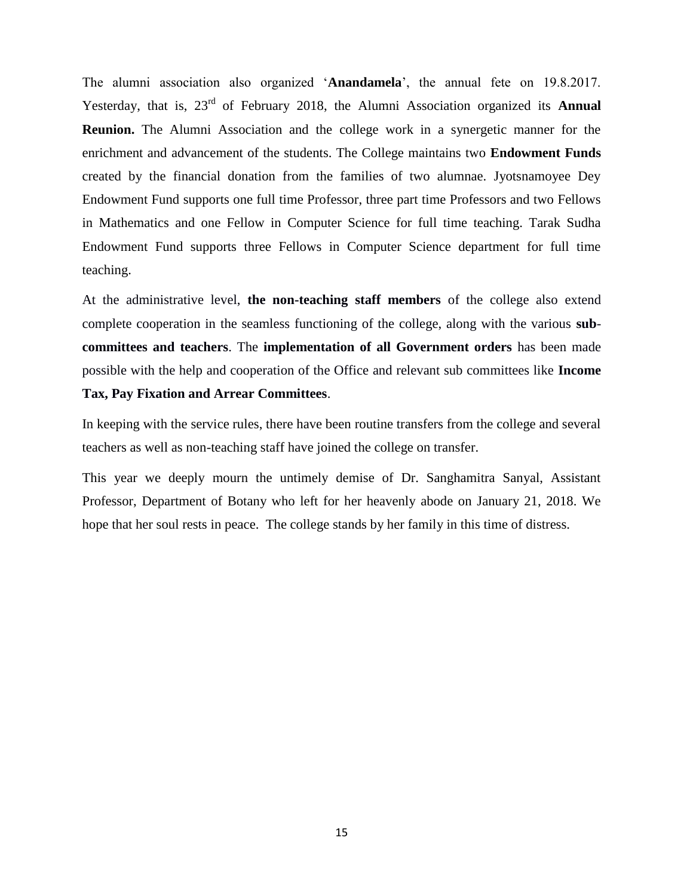The alumni association also organized '**Anandamela**', the annual fete on 19.8.2017. Yesterday, that is, 23rd of February 2018, the Alumni Association organized its **Annual Reunion.** The Alumni Association and the college work in a synergetic manner for the enrichment and advancement of the students. The College maintains two **Endowment Funds** created by the financial donation from the families of two alumnae. Jyotsnamoyee Dey Endowment Fund supports one full time Professor, three part time Professors and two Fellows in Mathematics and one Fellow in Computer Science for full time teaching. Tarak Sudha Endowment Fund supports three Fellows in Computer Science department for full time teaching.

At the administrative level, **the non-teaching staff members** of the college also extend complete cooperation in the seamless functioning of the college, along with the various **sub-committees and teachers**. The **implementation of all Government orders** has been made possible with the help and cooperation of the Office and relevant sub committees like **Income Tax, Pay Fixation and Arrear Committees**.

In keeping with the service rules, there have been routine transfers from the college and several teachers as well as non-teaching staff have joined the college on transfer.

This year we deeply mourn the untimely demise of Dr. Sanghamitra Sanyal, Assistant Professor, Department of Botany who left for her heavenly abode on January 21, 2018. We hope that her soul rests in peace. The college stands by her family in this time of distress.